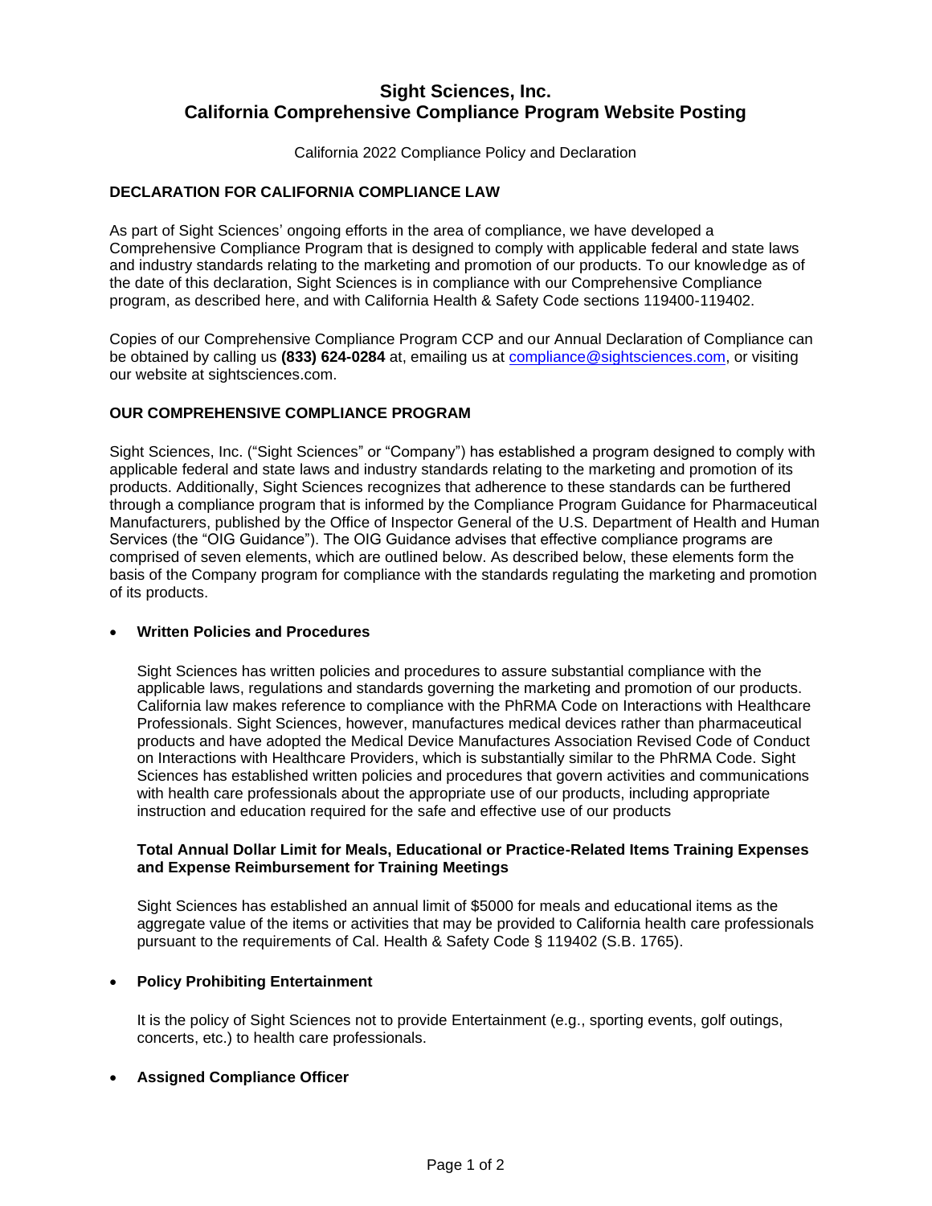# Sight Sciences, Inc.
# California Comprehensive Compliance Program Website Posting

California 2022 Compliance Policy and Declaration

**DECLARATION FOR CALIFORNIA COMPLIANCE LAW**

As part of Sight Sciences' ongoing efforts in the area of compliance, we have developed a Comprehensive Compliance Program that is designed to comply with applicable federal and state laws and industry standards relating to the marketing and promotion of our products. To our knowledge as of the date of this declaration, Sight Sciences is in compliance with our Comprehensive Compliance program, as described here, and with California Health & Safety Code sections 119400-119402.

Copies of our Comprehensive Compliance Program CCP and our Annual Declaration of Compliance can be obtained by calling us **(833) 624-0284** at, emailing us at compliance@sightsciences.com, or visiting our website at sightsciences.com.

**OUR COMPREHENSIVE COMPLIANCE PROGRAM**

Sight Sciences, Inc. ("Sight Sciences" or "Company") has established a program designed to comply with applicable federal and state laws and industry standards relating to the marketing and promotion of its products. Additionally, Sight Sciences recognizes that adherence to these standards can be furthered through a compliance program that is informed by the Compliance Program Guidance for Pharmaceutical Manufacturers, published by the Office of Inspector General of the U.S. Department of Health and Human Services (the "OIG Guidance"). The OIG Guidance advises that effective compliance programs are comprised of seven elements, which are outlined below. As described below, these elements form the basis of the Company program for compliance with the standards regulating the marketing and promotion of its products.

- **Written Policies and Procedures**

  Sight Sciences has written policies and procedures to assure substantial compliance with the applicable laws, regulations and standards governing the marketing and promotion of our products. California law makes reference to compliance with the PhRMA Code on Interactions with Healthcare Professionals. Sight Sciences, however, manufactures medical devices rather than pharmaceutical products and have adopted the Medical Device Manufactures Association Revised Code of Conduct on Interactions with Healthcare Providers, which is substantially similar to the PhRMA Code. Sight Sciences has established written policies and procedures that govern activities and communications with health care professionals about the appropriate use of our products, including appropriate instruction and education required for the safe and effective use of our products

  **Total Annual Dollar Limit for Meals, Educational or Practice-Related Items Training Expenses and Expense Reimbursement for Training Meetings**

  Sight Sciences has established an annual limit of $5000 for meals and educational items as the aggregate value of the items or activities that may be provided to California health care professionals pursuant to the requirements of Cal. Health & Safety Code § 119402 (S.B. 1765).

- **Policy Prohibiting Entertainment**

  It is the policy of Sight Sciences not to provide Entertainment (e.g., sporting events, golf outings, concerts, etc.) to health care professionals.

- **Assigned Compliance Officer**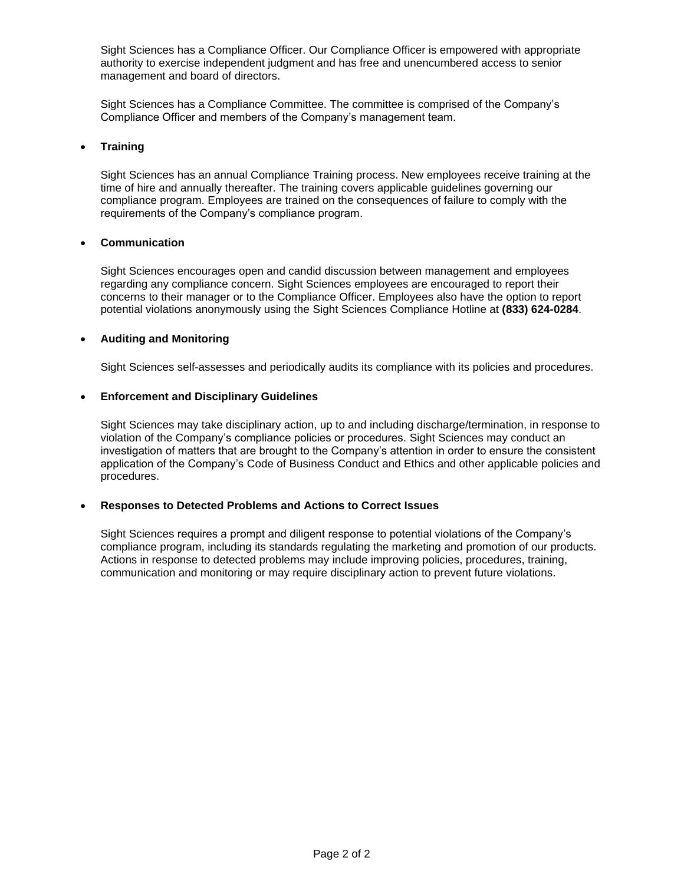Sight Sciences has a Compliance Officer. Our Compliance Officer is empowered with appropriate authority to exercise independent judgment and has free and unencumbered access to senior management and board of directors.

Sight Sciences has a Compliance Committee. The committee is comprised of the Company's Compliance Officer and members of the Company's management team.

- **Training**

  Sight Sciences has an annual Compliance Training process. New employees receive training at the time of hire and annually thereafter. The training covers applicable guidelines governing our compliance program. Employees are trained on the consequences of failure to comply with the requirements of the Company's compliance program.

- **Communication**

  Sight Sciences encourages open and candid discussion between management and employees regarding any compliance concern. Sight Sciences employees are encouraged to report their concerns to their manager or to the Compliance Officer. Employees also have the option to report potential violations anonymously using the Sight Sciences Compliance Hotline at **(833) 624-0284**.

- **Auditing and Monitoring**

  Sight Sciences self-assesses and periodically audits its compliance with its policies and procedures.

- **Enforcement and Disciplinary Guidelines**

  Sight Sciences may take disciplinary action, up to and including discharge/termination, in response to violation of the Company's compliance policies or procedures. Sight Sciences may conduct an investigation of matters that are brought to the Company's attention in order to ensure the consistent application of the Company's Code of Business Conduct and Ethics and other applicable policies and procedures.

- **Responses to Detected Problems and Actions to Correct Issues**

  Sight Sciences requires a prompt and diligent response to potential violations of the Company's compliance program, including its standards regulating the marketing and promotion of our products. Actions in response to detected problems may include improving policies, procedures, training, communication and monitoring or may require disciplinary action to prevent future violations.